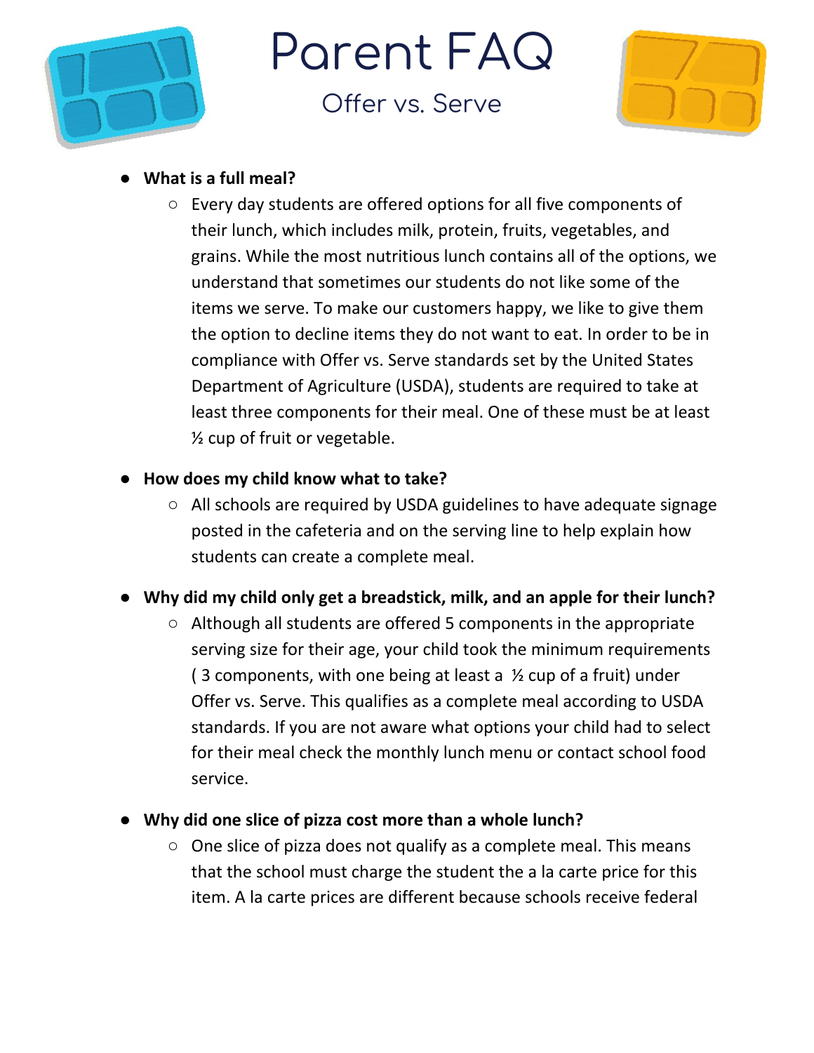# Parent FAQ

## Offer vs. Serve

- **What is a full meal?**
  - Every day students are offered options for all five components of their lunch, which includes milk, protein, fruits, vegetables, and grains. While the most nutritious lunch contains all of the options, we understand that sometimes our students do not like some of the items we serve. To make our customers happy, we like to give them the option to decline items they do not want to eat. In order to be in compliance with Offer vs. Serve standards set by the United States Department of Agriculture (USDA), students are required to take at least three components for their meal. One of these must be at least ½ cup of fruit or vegetable.

- **How does my child know what to take?**
  - All schools are required by USDA guidelines to have adequate signage posted in the cafeteria and on the serving line to help explain how students can create a complete meal.

- **Why did my child only get a breadstick, milk, and an apple for their lunch?**
  - Although all students are offered 5 components in the appropriate serving size for their age, your child took the minimum requirements ( 3 components, with one being at least a ½ cup of a fruit) under Offer vs. Serve. This qualifies as a complete meal according to USDA standards. If you are not aware what options your child had to select for their meal check the monthly lunch menu or contact school food service.

- **Why did one slice of pizza cost more than a whole lunch?**
  - One slice of pizza does not qualify as a complete meal. This means that the school must charge the student the a la carte price for this item. A la carte prices are different because schools receive federal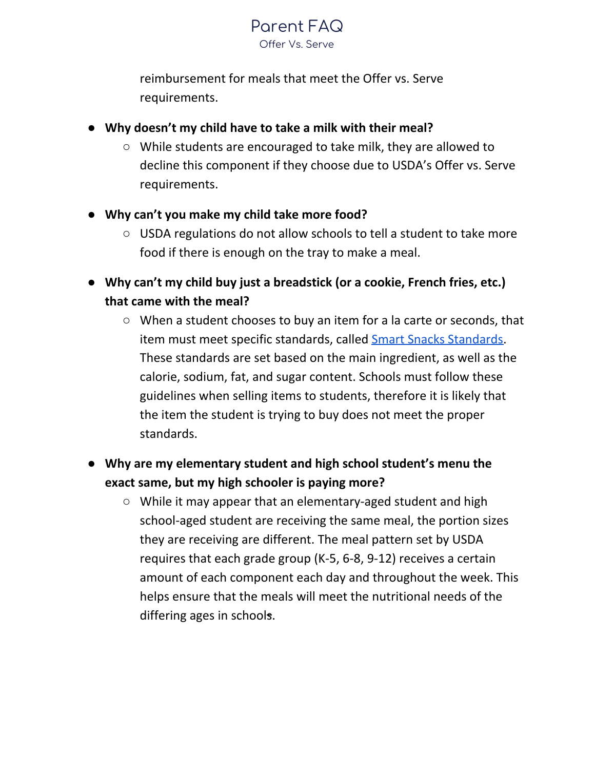reimbursement for meals that meet the Offer vs. Serve requirements.

- **Why doesn't my child have to take a milk with their meal?**
  - While students are encouraged to take milk, they are allowed to decline this component if they choose due to USDA's Offer vs. Serve requirements.
- **Why can't you make my child take more food?**
  - USDA regulations do not allow schools to tell a student to take more food if there is enough on the tray to make a meal.
- **Why can't my child buy just a breadstick (or a cookie, French fries, etc.) that came with the meal?**
  - When a student chooses to buy an item for a la carte or seconds, that item must meet specific standards, called [Smart Snacks Standards](). These standards are set based on the main ingredient, as well as the calorie, sodium, fat, and sugar content. Schools must follow these guidelines when selling items to students, therefore it is likely that the item the student is trying to buy does not meet the proper standards.
- **Why are my elementary student and high school student's menu the exact same, but my high schooler is paying more?**
  - While it may appear that an elementary-aged student and high school-aged student are receiving the same meal, the portion sizes they are receiving are different. The meal pattern set by USDA requires that each grade group (K-5, 6-8, 9-12) receives a certain amount of each component each day and throughout the week. This helps ensure that the meals will meet the nutritional needs of the differing ages in schools.